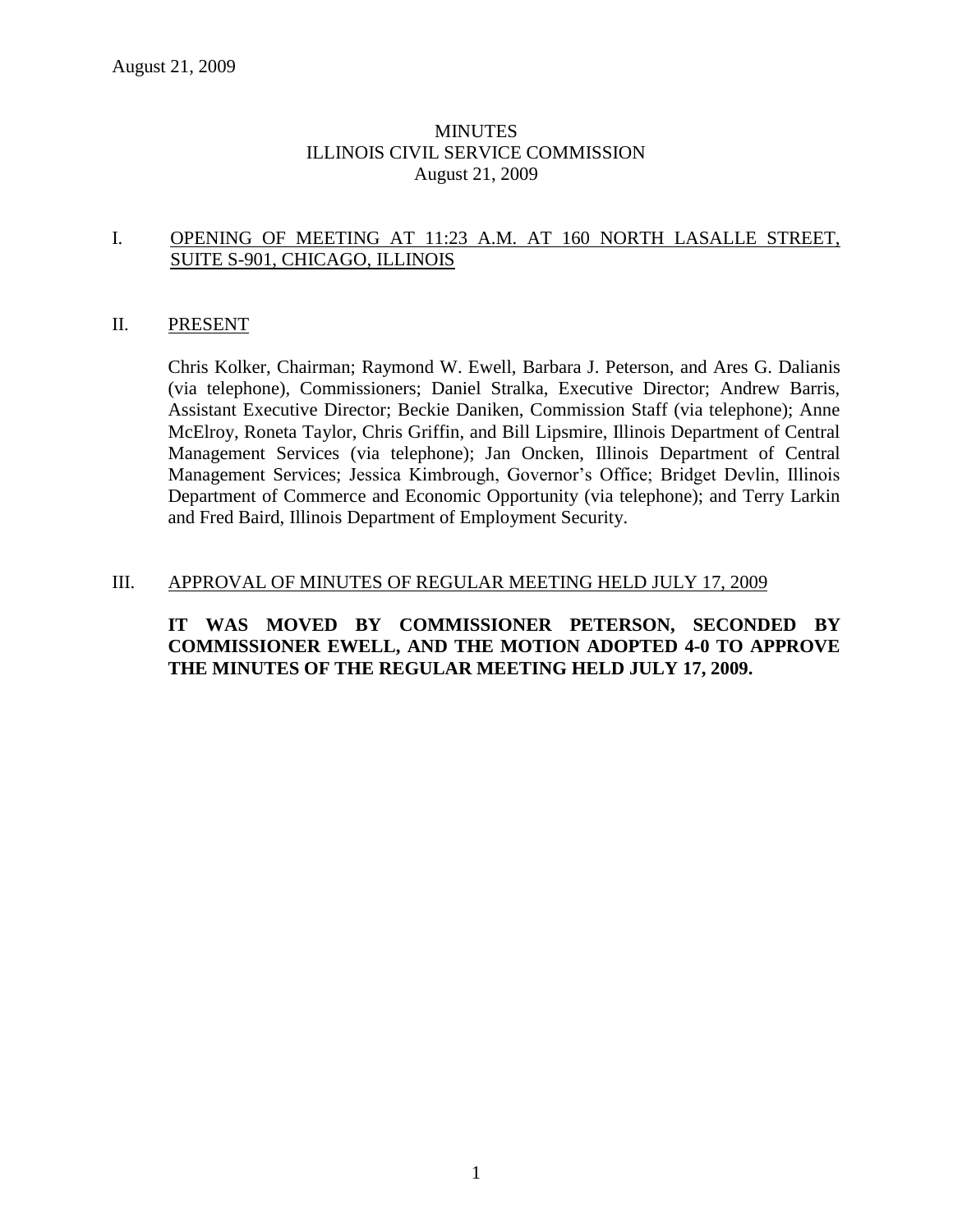# MINUTES
## ILLINOIS CIVIL SERVICE COMMISSION
### August 21, 2009

I. OPENING OF MEETING AT 11:23 A.M. AT 160 NORTH LASALLE STREET, SUITE S-901, CHICAGO, ILLINOIS

II. PRESENT

Chris Kolker, Chairman; Raymond W. Ewell, Barbara J. Peterson, and Ares G. Dalianis (via telephone), Commissioners; Daniel Stralka, Executive Director; Andrew Barris, Assistant Executive Director; Beckie Daniken, Commission Staff (via telephone); Anne McElroy, Roneta Taylor, Chris Griffin, and Bill Lipsmire, Illinois Department of Central Management Services (via telephone); Jan Oncken, Illinois Department of Central Management Services; Jessica Kimbrough, Governor's Office; Bridget Devlin, Illinois Department of Commerce and Economic Opportunity (via telephone); and Terry Larkin and Fred Baird, Illinois Department of Employment Security.

III. APPROVAL OF MINUTES OF REGULAR MEETING HELD JULY 17, 2009

**IT WAS MOVED BY COMMISSIONER PETERSON, SECONDED BY COMMISSIONER EWELL, AND THE MOTION ADOPTED 4-0 TO APPROVE THE MINUTES OF THE REGULAR MEETING HELD JULY 17, 2009.**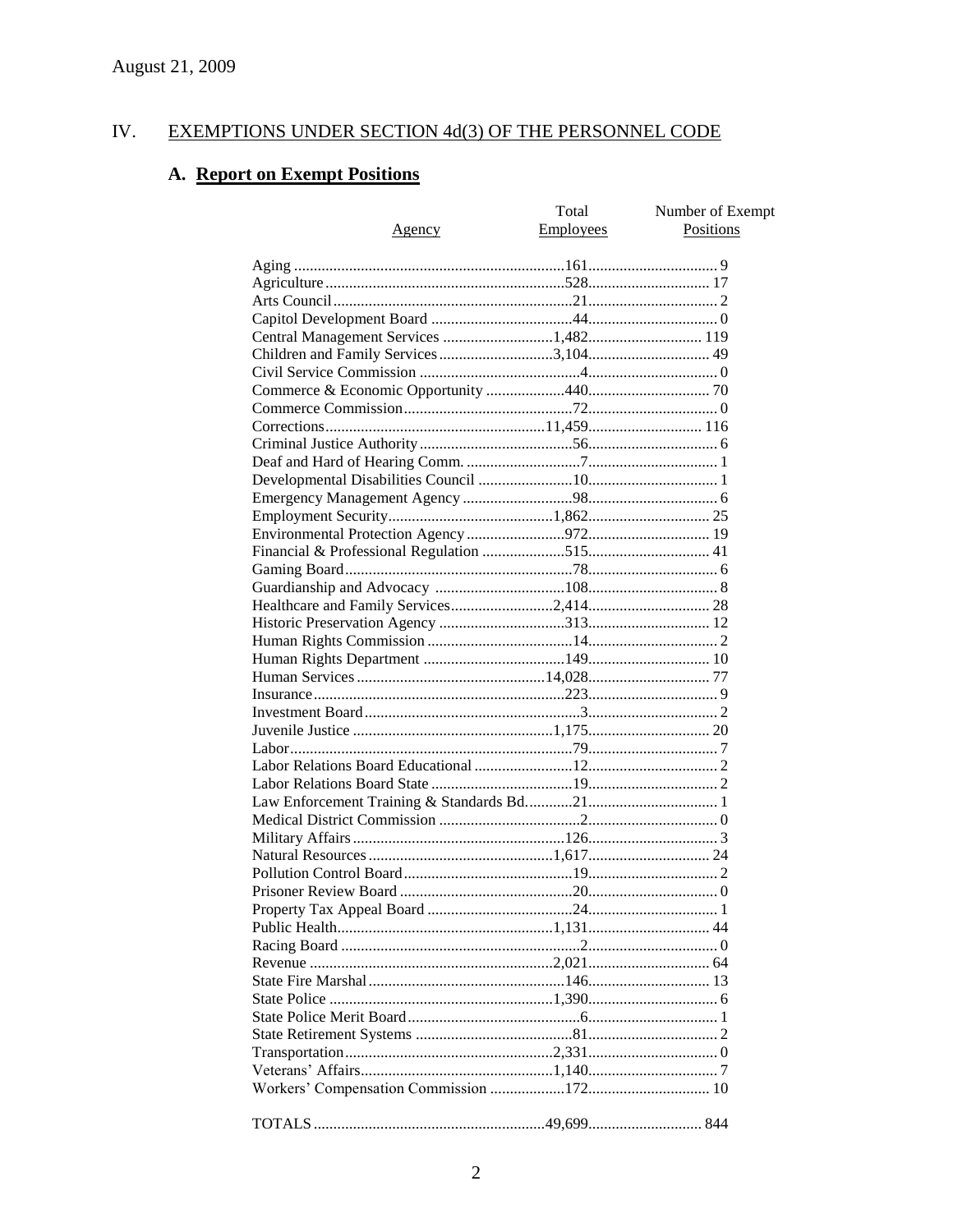August 21, 2009

## IV. EXEMPTIONS UNDER SECTION 4d(3) OF THE PERSONNEL CODE

### A. Report on Exempt Positions

| Agency | Total Employees | Number of Exempt Positions |
|---|---|---|
| Aging | 161 | 9 |
| Agriculture | 528 | 17 |
| Arts Council | 21 | 2 |
| Capitol Development Board | 44 | 0 |
| Central Management Services | 1,482 | 119 |
| Children and Family Services | 3,104 | 49 |
| Civil Service Commission | 4 | 0 |
| Commerce & Economic Opportunity | 440 | 70 |
| Commerce Commission | 72 | 0 |
| Corrections | 11,459 | 116 |
| Criminal Justice Authority | 56 | 6 |
| Deaf and Hard of Hearing Comm. | 7 | 1 |
| Developmental Disabilities Council | 10 | 1 |
| Emergency Management Agency | 98 | 6 |
| Employment Security | 1,862 | 25 |
| Environmental Protection Agency | 972 | 19 |
| Financial & Professional Regulation | 515 | 41 |
| Gaming Board | 78 | 6 |
| Guardianship and Advocacy | 108 | 8 |
| Healthcare and Family Services | 2,414 | 28 |
| Historic Preservation Agency | 313 | 12 |
| Human Rights Commission | 14 | 2 |
| Human Rights Department | 149 | 10 |
| Human Services | 14,028 | 77 |
| Insurance | 223 | 9 |
| Investment Board | 3 | 2 |
| Juvenile Justice | 1,175 | 20 |
| Labor | 79 | 7 |
| Labor Relations Board Educational | 12 | 2 |
| Labor Relations Board State | 19 | 2 |
| Law Enforcement Training & Standards Bd. | 21 | 1 |
| Medical District Commission | 2 | 0 |
| Military Affairs | 126 | 3 |
| Natural Resources | 1,617 | 24 |
| Pollution Control Board | 19 | 2 |
| Prisoner Review Board | 20 | 0 |
| Property Tax Appeal Board | 24 | 1 |
| Public Health | 1,131 | 44 |
| Racing Board | 2 | 0 |
| Revenue | 2,021 | 64 |
| State Fire Marshal | 146 | 13 |
| State Police | 1,390 | 6 |
| State Police Merit Board | 6 | 1 |
| State Retirement Systems | 81 | 2 |
| Transportation | 2,331 | 0 |
| Veterans' Affairs | 1,140 | 7 |
| Workers' Compensation Commission | 172 | 10 |
| TOTALS | 49,699 | 844 |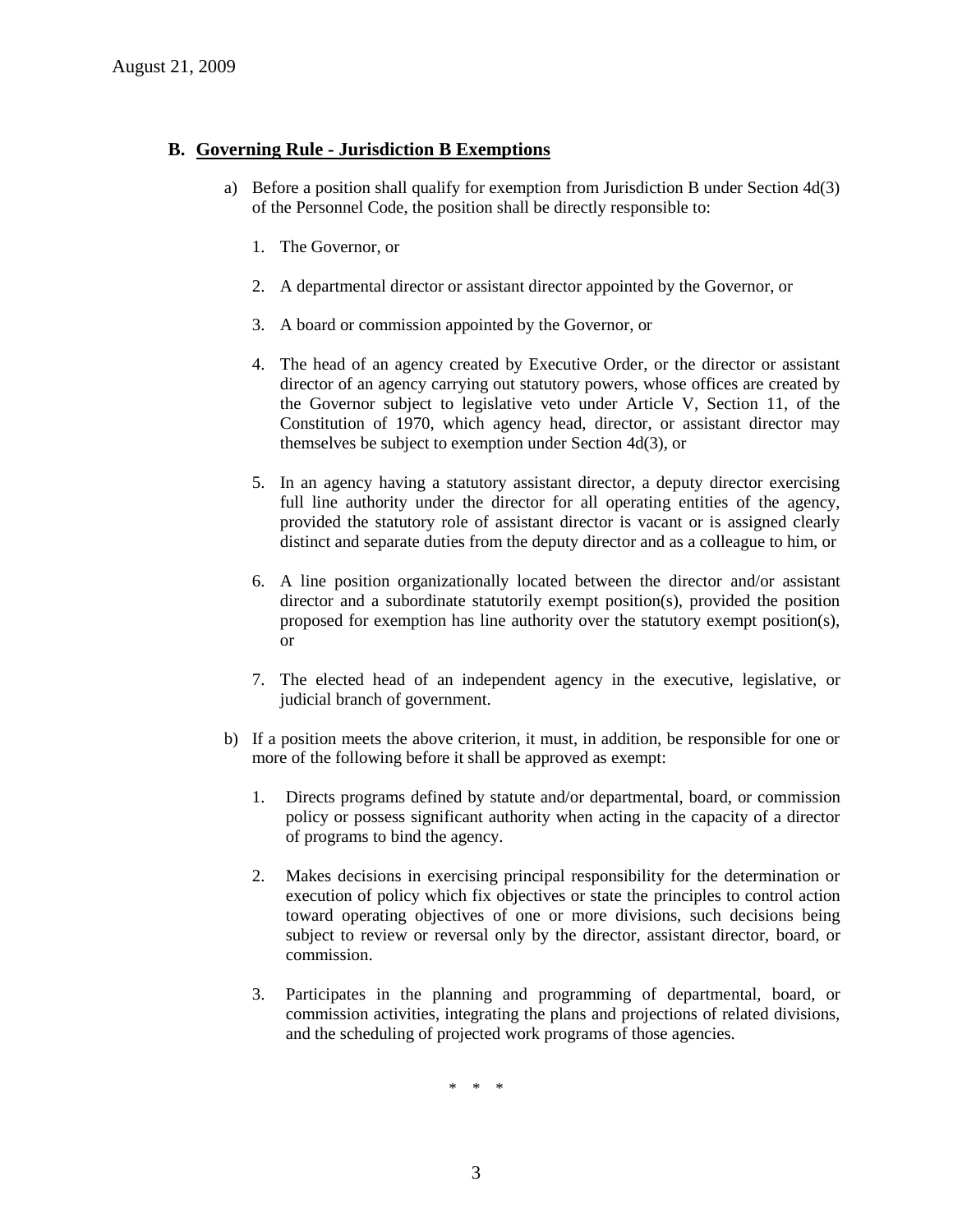## B. Governing Rule - Jurisdiction B Exemptions

a) Before a position shall qualify for exemption from Jurisdiction B under Section 4d(3) of the Personnel Code, the position shall be directly responsible to:

   1. The Governor, or

   2. A departmental director or assistant director appointed by the Governor, or

   3. A board or commission appointed by the Governor, or

   4. The head of an agency created by Executive Order, or the director or assistant director of an agency carrying out statutory powers, whose offices are created by the Governor subject to legislative veto under Article V, Section 11, of the Constitution of 1970, which agency head, director, or assistant director may themselves be subject to exemption under Section 4d(3), or

   5. In an agency having a statutory assistant director, a deputy director exercising full line authority under the director for all operating entities of the agency, provided the statutory role of assistant director is vacant or is assigned clearly distinct and separate duties from the deputy director and as a colleague to him, or

   6. A line position organizationally located between the director and/or assistant director and a subordinate statutorily exempt position(s), provided the position proposed for exemption has line authority over the statutory exempt position(s), or

   7. The elected head of an independent agency in the executive, legislative, or judicial branch of government.

b) If a position meets the above criterion, it must, in addition, be responsible for one or more of the following before it shall be approved as exempt:

   1. Directs programs defined by statute and/or departmental, board, or commission policy or possess significant authority when acting in the capacity of a director of programs to bind the agency.

   2. Makes decisions in exercising principal responsibility for the determination or execution of policy which fix objectives or state the principles to control action toward operating objectives of one or more divisions, such decisions being subject to review or reversal only by the director, assistant director, board, or commission.

   3. Participates in the planning and programming of departmental, board, or commission activities, integrating the plans and projections of related divisions, and the scheduling of projected work programs of those agencies.

\* \* \*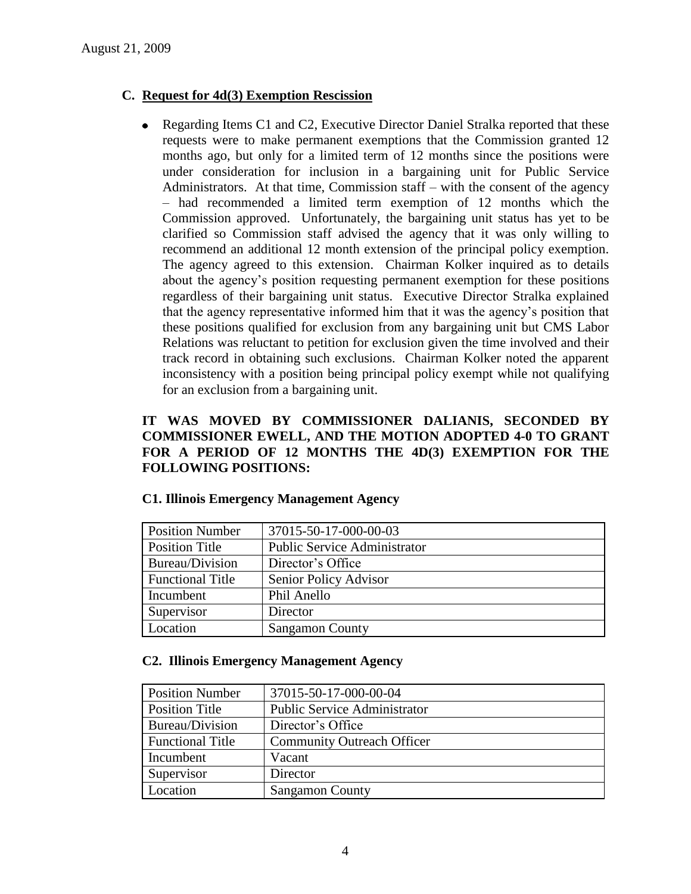## C. Request for 4d(3) Exemption Rescission

- Regarding Items C1 and C2, Executive Director Daniel Stralka reported that these requests were to make permanent exemptions that the Commission granted 12 months ago, but only for a limited term of 12 months since the positions were under consideration for inclusion in a bargaining unit for Public Service Administrators. At that time, Commission staff – with the consent of the agency – had recommended a limited term exemption of 12 months which the Commission approved. Unfortunately, the bargaining unit status has yet to be clarified so Commission staff advised the agency that it was only willing to recommend an additional 12 month extension of the principal policy exemption. The agency agreed to this extension. Chairman Kolker inquired as to details about the agency's position requesting permanent exemption for these positions regardless of their bargaining unit status. Executive Director Stralka explained that the agency representative informed him that it was the agency's position that these positions qualified for exclusion from any bargaining unit but CMS Labor Relations was reluctant to petition for exclusion given the time involved and their track record in obtaining such exclusions. Chairman Kolker noted the apparent inconsistency with a position being principal policy exempt while not qualifying for an exclusion from a bargaining unit.

**IT WAS MOVED BY COMMISSIONER DALIANIS, SECONDED BY COMMISSIONER EWELL, AND THE MOTION ADOPTED 4-0 TO GRANT FOR A PERIOD OF 12 MONTHS THE 4D(3) EXEMPTION FOR THE FOLLOWING POSITIONS:**

### C1. Illinois Emergency Management Agency

| Position Number | 37015-50-17-000-00-03 |
|---|---|
| Position Title | Public Service Administrator |
| Bureau/Division | Director's Office |
| Functional Title | Senior Policy Advisor |
| Incumbent | Phil Anello |
| Supervisor | Director |
| Location | Sangamon County |

### C2. Illinois Emergency Management Agency

| Position Number | 37015-50-17-000-00-04 |
|---|---|
| Position Title | Public Service Administrator |
| Bureau/Division | Director's Office |
| Functional Title | Community Outreach Officer |
| Incumbent | Vacant |
| Supervisor | Director |
| Location | Sangamon County |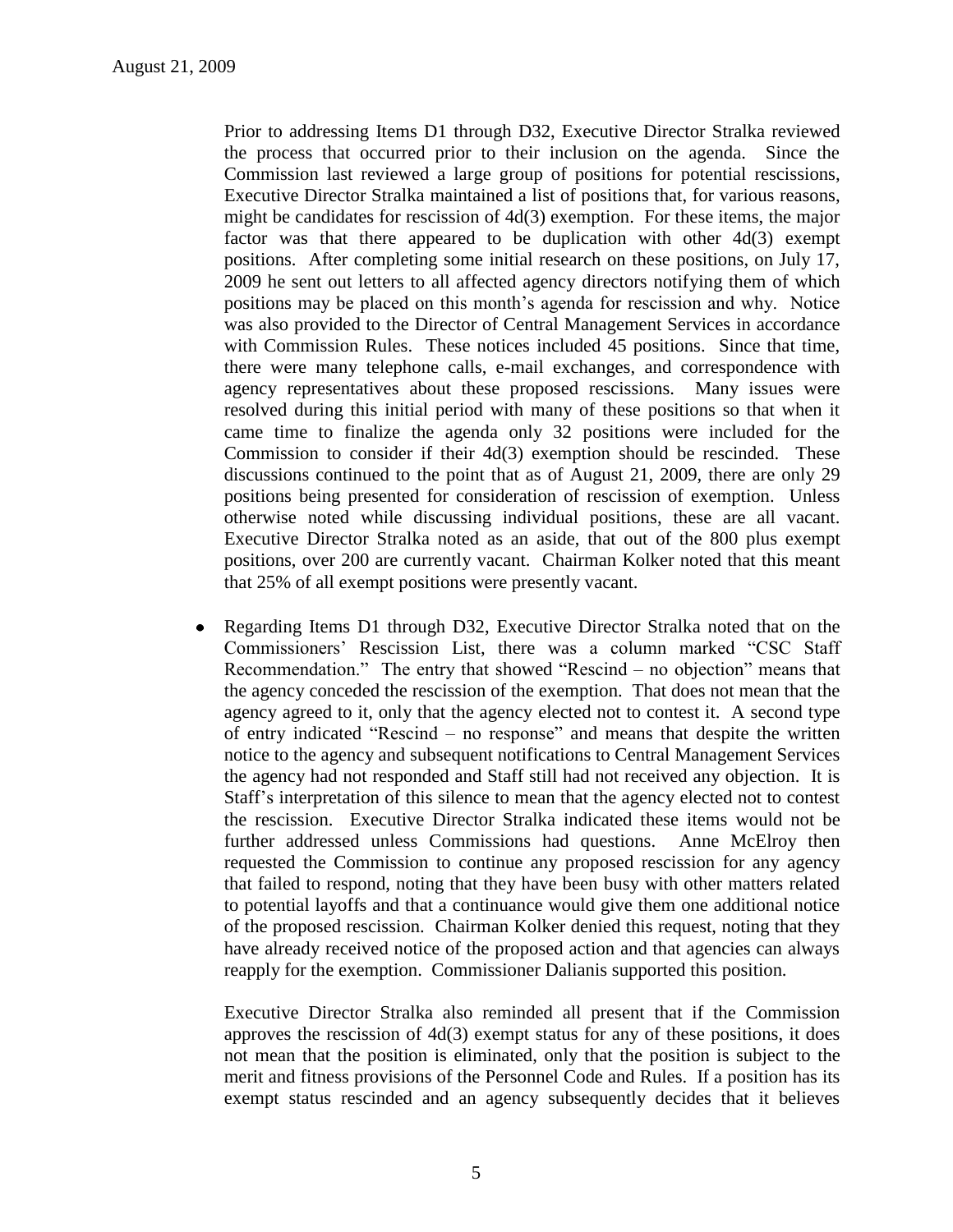Prior to addressing Items D1 through D32, Executive Director Stralka reviewed the process that occurred prior to their inclusion on the agenda. Since the Commission last reviewed a large group of positions for potential rescissions, Executive Director Stralka maintained a list of positions that, for various reasons, might be candidates for rescission of 4d(3) exemption. For these items, the major factor was that there appeared to be duplication with other 4d(3) exempt positions. After completing some initial research on these positions, on July 17, 2009 he sent out letters to all affected agency directors notifying them of which positions may be placed on this month's agenda for rescission and why. Notice was also provided to the Director of Central Management Services in accordance with Commission Rules. These notices included 45 positions. Since that time, there were many telephone calls, e-mail exchanges, and correspondence with agency representatives about these proposed rescissions. Many issues were resolved during this initial period with many of these positions so that when it came time to finalize the agenda only 32 positions were included for the Commission to consider if their 4d(3) exemption should be rescinded. These discussions continued to the point that as of August 21, 2009, there are only 29 positions being presented for consideration of rescission of exemption. Unless otherwise noted while discussing individual positions, these are all vacant. Executive Director Stralka noted as an aside, that out of the 800 plus exempt positions, over 200 are currently vacant. Chairman Kolker noted that this meant that 25% of all exempt positions were presently vacant.

- Regarding Items D1 through D32, Executive Director Stralka noted that on the Commissioners' Rescission List, there was a column marked "CSC Staff Recommendation." The entry that showed "Rescind – no objection" means that the agency conceded the rescission of the exemption. That does not mean that the agency agreed to it, only that the agency elected not to contest it. A second type of entry indicated "Rescind – no response" and means that despite the written notice to the agency and subsequent notifications to Central Management Services the agency had not responded and Staff still had not received any objection. It is Staff's interpretation of this silence to mean that the agency elected not to contest the rescission. Executive Director Stralka indicated these items would not be further addressed unless Commissions had questions. Anne McElroy then requested the Commission to continue any proposed rescission for any agency that failed to respond, noting that they have been busy with other matters related to potential layoffs and that a continuance would give them one additional notice of the proposed rescission. Chairman Kolker denied this request, noting that they have already received notice of the proposed action and that agencies can always reapply for the exemption. Commissioner Dalianis supported this position.

  Executive Director Stralka also reminded all present that if the Commission approves the rescission of 4d(3) exempt status for any of these positions, it does not mean that the position is eliminated, only that the position is subject to the merit and fitness provisions of the Personnel Code and Rules. If a position has its exempt status rescinded and an agency subsequently decides that it believes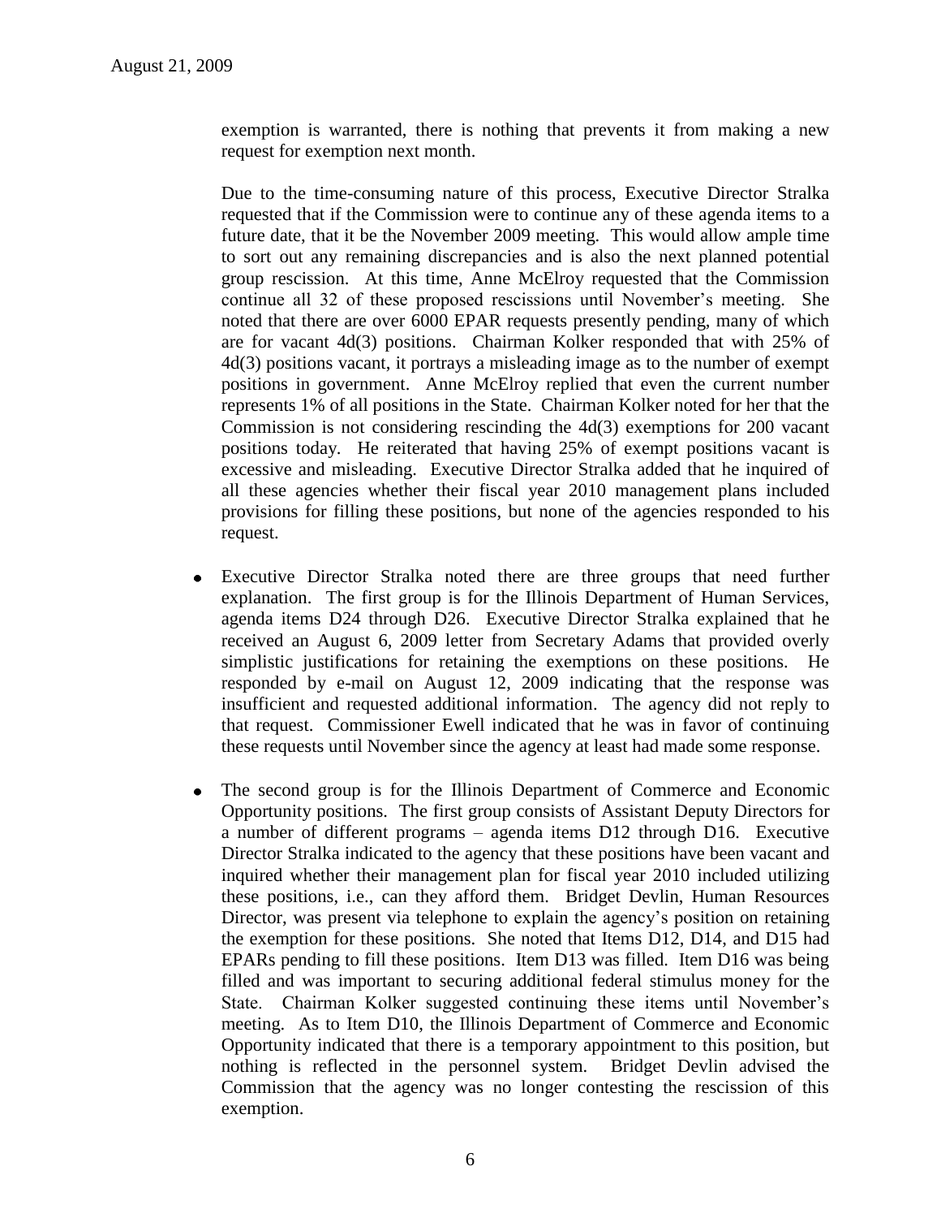exemption is warranted, there is nothing that prevents it from making a new request for exemption next month.

Due to the time-consuming nature of this process, Executive Director Stralka requested that if the Commission were to continue any of these agenda items to a future date, that it be the November 2009 meeting. This would allow ample time to sort out any remaining discrepancies and is also the next planned potential group rescission. At this time, Anne McElroy requested that the Commission continue all 32 of these proposed rescissions until November's meeting. She noted that there are over 6000 EPAR requests presently pending, many of which are for vacant 4d(3) positions. Chairman Kolker responded that with 25% of 4d(3) positions vacant, it portrays a misleading image as to the number of exempt positions in government. Anne McElroy replied that even the current number represents 1% of all positions in the State. Chairman Kolker noted for her that the Commission is not considering rescinding the 4d(3) exemptions for 200 vacant positions today. He reiterated that having 25% of exempt positions vacant is excessive and misleading. Executive Director Stralka added that he inquired of all these agencies whether their fiscal year 2010 management plans included provisions for filling these positions, but none of the agencies responded to his request.

- Executive Director Stralka noted there are three groups that need further explanation. The first group is for the Illinois Department of Human Services, agenda items D24 through D26. Executive Director Stralka explained that he received an August 6, 2009 letter from Secretary Adams that provided overly simplistic justifications for retaining the exemptions on these positions. He responded by e-mail on August 12, 2009 indicating that the response was insufficient and requested additional information. The agency did not reply to that request. Commissioner Ewell indicated that he was in favor of continuing these requests until November since the agency at least had made some response.

- The second group is for the Illinois Department of Commerce and Economic Opportunity positions. The first group consists of Assistant Deputy Directors for a number of different programs – agenda items D12 through D16. Executive Director Stralka indicated to the agency that these positions have been vacant and inquired whether their management plan for fiscal year 2010 included utilizing these positions, i.e., can they afford them. Bridget Devlin, Human Resources Director, was present via telephone to explain the agency's position on retaining the exemption for these positions. She noted that Items D12, D14, and D15 had EPARs pending to fill these positions. Item D13 was filled. Item D16 was being filled and was important to securing additional federal stimulus money for the State. Chairman Kolker suggested continuing these items until November's meeting. As to Item D10, the Illinois Department of Commerce and Economic Opportunity indicated that there is a temporary appointment to this position, but nothing is reflected in the personnel system. Bridget Devlin advised the Commission that the agency was no longer contesting the rescission of this exemption.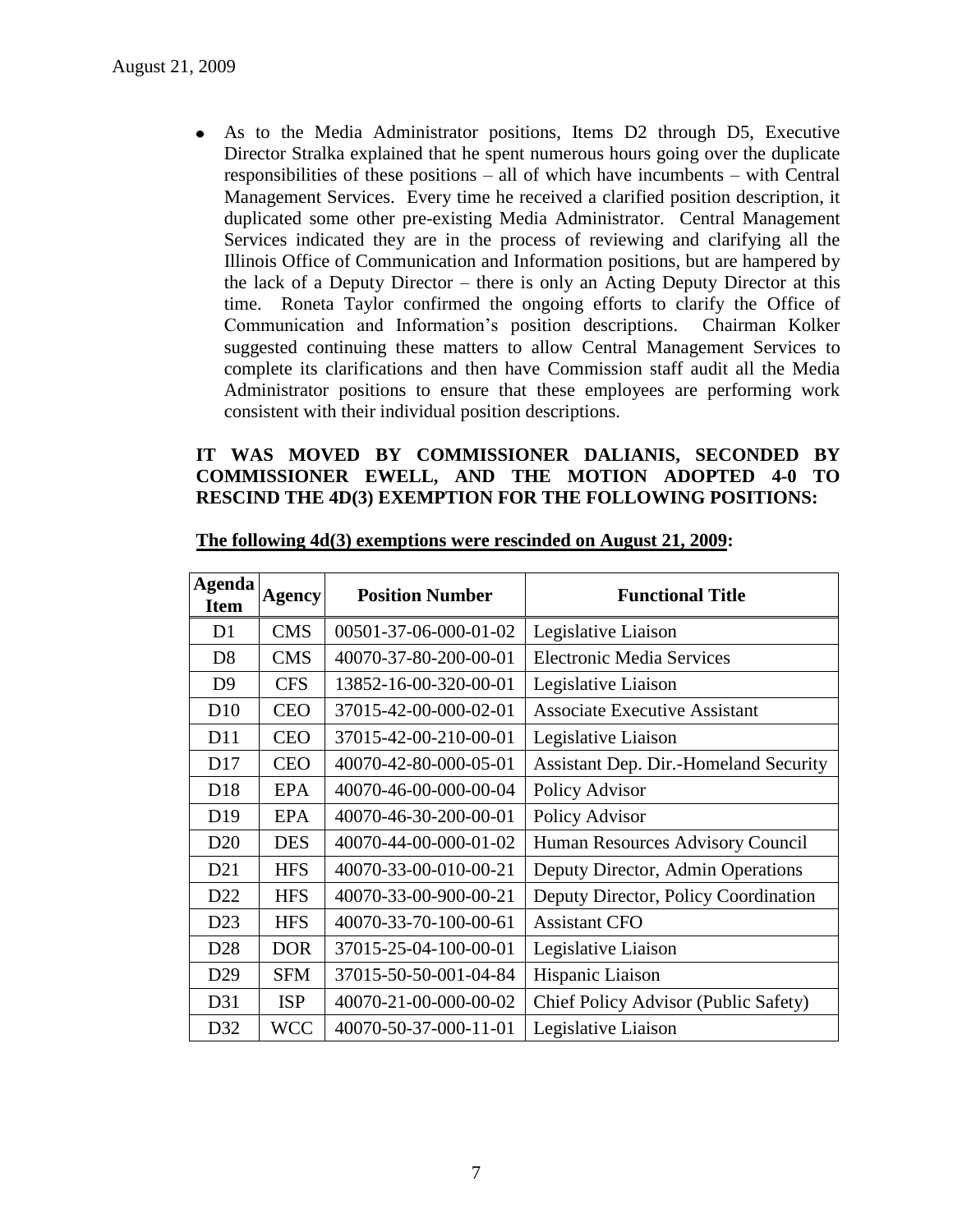- As to the Media Administrator positions, Items D2 through D5, Executive Director Stralka explained that he spent numerous hours going over the duplicate responsibilities of these positions – all of which have incumbents – with Central Management Services. Every time he received a clarified position description, it duplicated some other pre-existing Media Administrator. Central Management Services indicated they are in the process of reviewing and clarifying all the Illinois Office of Communication and Information positions, but are hampered by the lack of a Deputy Director – there is only an Acting Deputy Director at this time. Roneta Taylor confirmed the ongoing efforts to clarify the Office of Communication and Information's position descriptions. Chairman Kolker suggested continuing these matters to allow Central Management Services to complete its clarifications and then have Commission staff audit all the Media Administrator positions to ensure that these employees are performing work consistent with their individual position descriptions.

**IT WAS MOVED BY COMMISSIONER DALIANIS, SECONDED BY COMMISSIONER EWELL, AND THE MOTION ADOPTED 4-0 TO RESCIND THE 4D(3) EXEMPTION FOR THE FOLLOWING POSITIONS:**

**The following 4d(3) exemptions were rescinded on August 21, 2009:**

| Agenda Item | Agency | Position Number | Functional Title |
|---|---|---|---|
| D1 | CMS | 00501-37-06-000-01-02 | Legislative Liaison |
| D8 | CMS | 40070-37-80-200-00-01 | Electronic Media Services |
| D9 | CFS | 13852-16-00-320-00-01 | Legislative Liaison |
| D10 | CEO | 37015-42-00-000-02-01 | Associate Executive Assistant |
| D11 | CEO | 37015-42-00-210-00-01 | Legislative Liaison |
| D17 | CEO | 40070-42-80-000-05-01 | Assistant Dep. Dir.-Homeland Security |
| D18 | EPA | 40070-46-00-000-00-04 | Policy Advisor |
| D19 | EPA | 40070-46-30-200-00-01 | Policy Advisor |
| D20 | DES | 40070-44-00-000-01-02 | Human Resources Advisory Council |
| D21 | HFS | 40070-33-00-010-00-21 | Deputy Director, Admin Operations |
| D22 | HFS | 40070-33-00-900-00-21 | Deputy Director, Policy Coordination |
| D23 | HFS | 40070-33-70-100-00-61 | Assistant CFO |
| D28 | DOR | 37015-25-04-100-00-01 | Legislative Liaison |
| D29 | SFM | 37015-50-50-001-04-84 | Hispanic Liaison |
| D31 | ISP | 40070-21-00-000-00-02 | Chief Policy Advisor (Public Safety) |
| D32 | WCC | 40070-50-37-000-11-01 | Legislative Liaison |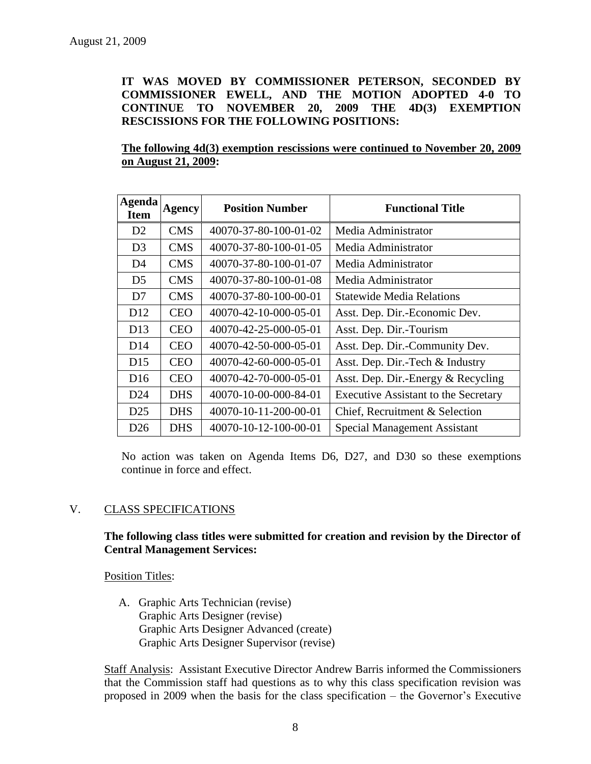August 21, 2009

**IT WAS MOVED BY COMMISSIONER PETERSON, SECONDED BY COMMISSIONER EWELL, AND THE MOTION ADOPTED 4-0 TO CONTINUE TO NOVEMBER 20, 2009 THE 4D(3) EXEMPTION RESCISSIONS FOR THE FOLLOWING POSITIONS:**

**The following 4d(3) exemption rescissions were continued to November 20, 2009 on August 21, 2009:**

| Agenda Item | Agency | Position Number | Functional Title |
|---|---|---|---|
| D2 | CMS | 40070-37-80-100-01-02 | Media Administrator |
| D3 | CMS | 40070-37-80-100-01-05 | Media Administrator |
| D4 | CMS | 40070-37-80-100-01-07 | Media Administrator |
| D5 | CMS | 40070-37-80-100-01-08 | Media Administrator |
| D7 | CMS | 40070-37-80-100-00-01 | Statewide Media Relations |
| D12 | CEO | 40070-42-10-000-05-01 | Asst. Dep. Dir.-Economic Dev. |
| D13 | CEO | 40070-42-25-000-05-01 | Asst. Dep. Dir.-Tourism |
| D14 | CEO | 40070-42-50-000-05-01 | Asst. Dep. Dir.-Community Dev. |
| D15 | CEO | 40070-42-60-000-05-01 | Asst. Dep. Dir.-Tech & Industry |
| D16 | CEO | 40070-42-70-000-05-01 | Asst. Dep. Dir.-Energy & Recycling |
| D24 | DHS | 40070-10-00-000-84-01 | Executive Assistant to the Secretary |
| D25 | DHS | 40070-10-11-200-00-01 | Chief, Recruitment & Selection |
| D26 | DHS | 40070-10-12-100-00-01 | Special Management Assistant |

No action was taken on Agenda Items D6, D27, and D30 so these exemptions continue in force and effect.

## V. CLASS SPECIFICATIONS

**The following class titles were submitted for creation and revision by the Director of Central Management Services:**

Position Titles:

A. Graphic Arts Technician (revise)
   Graphic Arts Designer (revise)
   Graphic Arts Designer Advanced (create)
   Graphic Arts Designer Supervisor (revise)

Staff Analysis: Assistant Executive Director Andrew Barris informed the Commissioners that the Commission staff had questions as to why this class specification revision was proposed in 2009 when the basis for the class specification – the Governor's Executive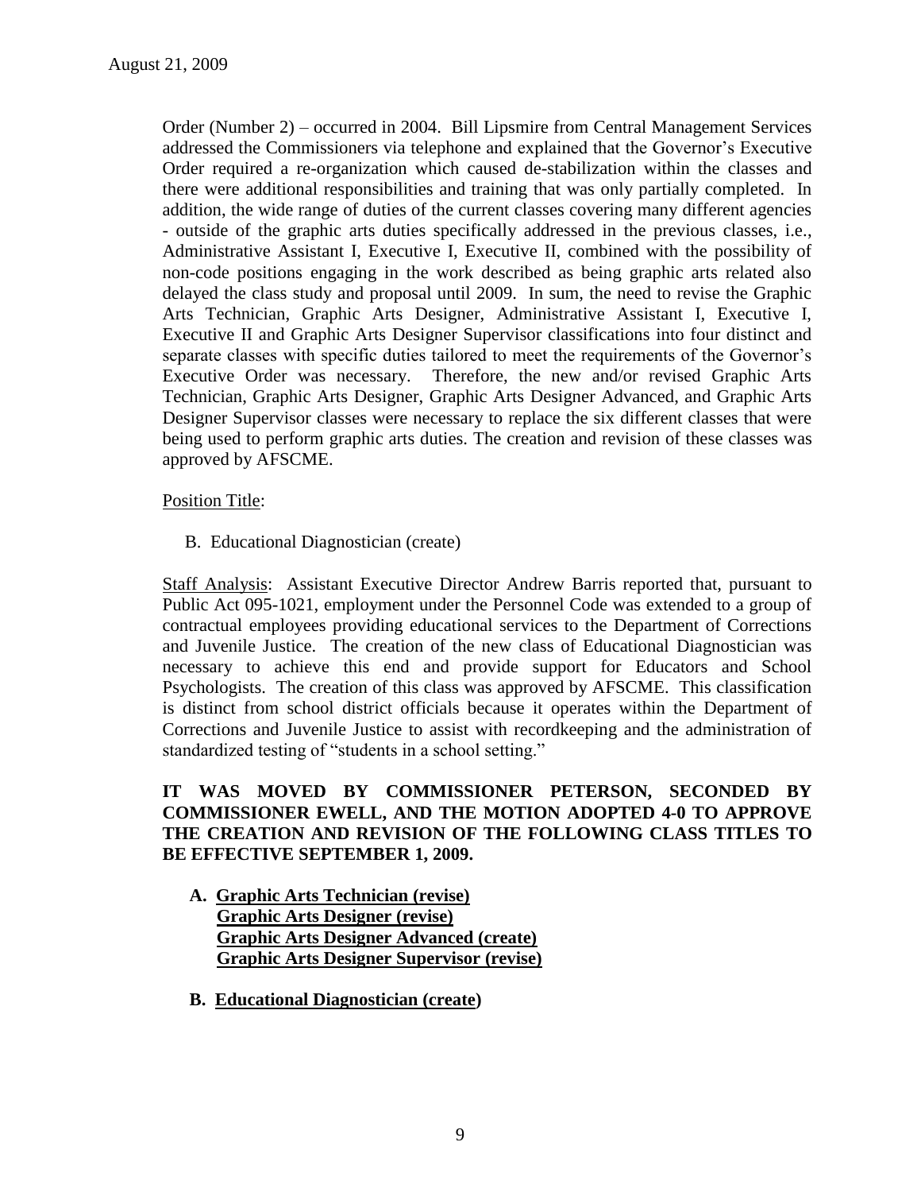Order (Number 2) – occurred in 2004. Bill Lipsmire from Central Management Services addressed the Commissioners via telephone and explained that the Governor's Executive Order required a re-organization which caused de-stabilization within the classes and there were additional responsibilities and training that was only partially completed. In addition, the wide range of duties of the current classes covering many different agencies - outside of the graphic arts duties specifically addressed in the previous classes, i.e., Administrative Assistant I, Executive I, Executive II, combined with the possibility of non-code positions engaging in the work described as being graphic arts related also delayed the class study and proposal until 2009. In sum, the need to revise the Graphic Arts Technician, Graphic Arts Designer, Administrative Assistant I, Executive I, Executive II and Graphic Arts Designer Supervisor classifications into four distinct and separate classes with specific duties tailored to meet the requirements of the Governor's Executive Order was necessary. Therefore, the new and/or revised Graphic Arts Technician, Graphic Arts Designer, Graphic Arts Designer Advanced, and Graphic Arts Designer Supervisor classes were necessary to replace the six different classes that were being used to perform graphic arts duties. The creation and revision of these classes was approved by AFSCME.

Position Title:

B. Educational Diagnostician (create)

Staff Analysis: Assistant Executive Director Andrew Barris reported that, pursuant to Public Act 095-1021, employment under the Personnel Code was extended to a group of contractual employees providing educational services to the Department of Corrections and Juvenile Justice. The creation of the new class of Educational Diagnostician was necessary to achieve this end and provide support for Educators and School Psychologists. The creation of this class was approved by AFSCME. This classification is distinct from school district officials because it operates within the Department of Corrections and Juvenile Justice to assist with recordkeeping and the administration of standardized testing of "students in a school setting."

**IT WAS MOVED BY COMMISSIONER PETERSON, SECONDED BY COMMISSIONER EWELL, AND THE MOTION ADOPTED 4-0 TO APPROVE THE CREATION AND REVISION OF THE FOLLOWING CLASS TITLES TO BE EFFECTIVE SEPTEMBER 1, 2009.**

**A. Graphic Arts Technician (revise)**
**Graphic Arts Designer (revise)**
**Graphic Arts Designer Advanced (create)**
**Graphic Arts Designer Supervisor (revise)**

**B. Educational Diagnostician (create)**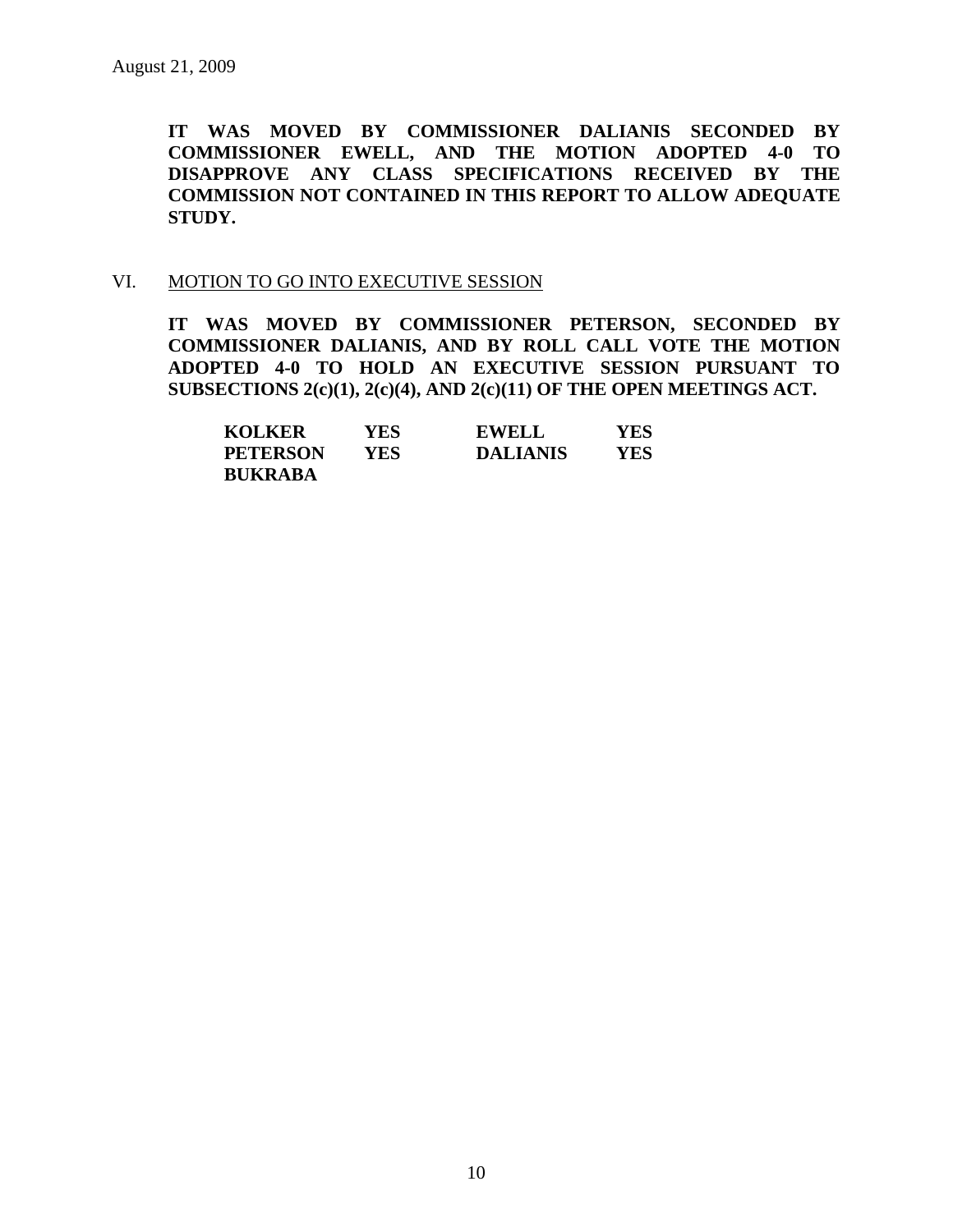August 21, 2009

**IT WAS MOVED BY COMMISSIONER DALIANIS SECONDED BY COMMISSIONER EWELL, AND THE MOTION ADOPTED 4-0 TO DISAPPROVE ANY CLASS SPECIFICATIONS RECEIVED BY THE COMMISSION NOT CONTAINED IN THIS REPORT TO ALLOW ADEQUATE STUDY.**

VI. MOTION TO GO INTO EXECUTIVE SESSION

**IT WAS MOVED BY COMMISSIONER PETERSON, SECONDED BY COMMISSIONER DALIANIS, AND BY ROLL CALL VOTE THE MOTION ADOPTED 4-0 TO HOLD AN EXECUTIVE SESSION PURSUANT TO SUBSECTIONS 2(c)(1), 2(c)(4), AND 2(c)(11) OF THE OPEN MEETINGS ACT.**

| | | | |
|---|---|---|---|
| **KOLKER** | **YES** | **EWELL** | **YES** |
| **PETERSON** | **YES** | **DALIANIS** | **YES** |
| **BUKRABA** | | | |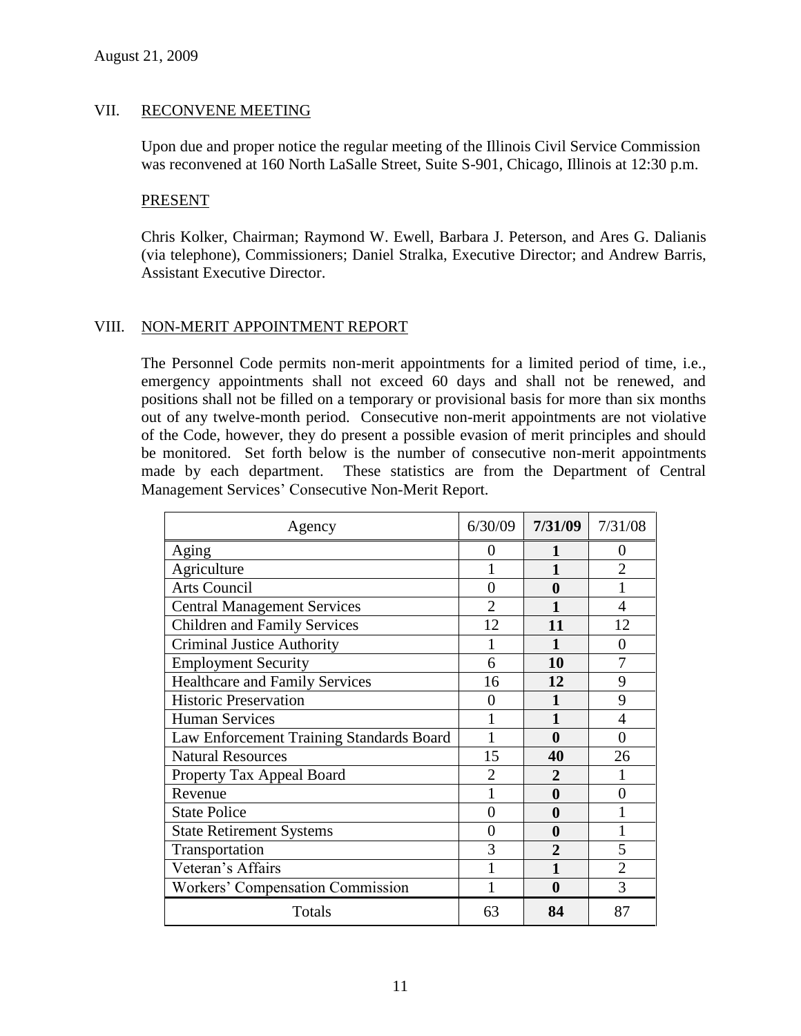August 21, 2009

## VII. RECONVENE MEETING

Upon due and proper notice the regular meeting of the Illinois Civil Service Commission was reconvened at 160 North LaSalle Street, Suite S-901, Chicago, Illinois at 12:30 p.m.

### PRESENT

Chris Kolker, Chairman; Raymond W. Ewell, Barbara J. Peterson, and Ares G. Dalianis (via telephone), Commissioners; Daniel Stralka, Executive Director; and Andrew Barris, Assistant Executive Director.

## VIII. NON-MERIT APPOINTMENT REPORT

The Personnel Code permits non-merit appointments for a limited period of time, i.e., emergency appointments shall not exceed 60 days and shall not be renewed, and positions shall not be filled on a temporary or provisional basis for more than six months out of any twelve-month period. Consecutive non-merit appointments are not violative of the Code, however, they do present a possible evasion of merit principles and should be monitored. Set forth below is the number of consecutive non-merit appointments made by each department. These statistics are from the Department of Central Management Services' Consecutive Non-Merit Report.

| Agency | 6/30/09 | **7/31/09** | 7/31/08 |
|---|---|---|---|
| Aging | 0 | **1** | 0 |
| Agriculture | 1 | **1** | 2 |
| Arts Council | 0 | **0** | 1 |
| Central Management Services | 2 | **1** | 4 |
| Children and Family Services | 12 | **11** | 12 |
| Criminal Justice Authority | 1 | **1** | 0 |
| Employment Security | 6 | **10** | 7 |
| Healthcare and Family Services | 16 | **12** | 9 |
| Historic Preservation | 0 | **1** | 9 |
| Human Services | 1 | **1** | 4 |
| Law Enforcement Training Standards Board | 1 | **0** | 0 |
| Natural Resources | 15 | **40** | 26 |
| Property Tax Appeal Board | 2 | **2** | 1 |
| Revenue | 1 | **0** | 0 |
| State Police | 0 | **0** | 1 |
| State Retirement Systems | 0 | **0** | 1 |
| Transportation | 3 | **2** | 5 |
| Veteran's Affairs | 1 | **1** | 2 |
| Workers' Compensation Commission | 1 | **0** | 3 |
| Totals | 63 | **84** | 87 |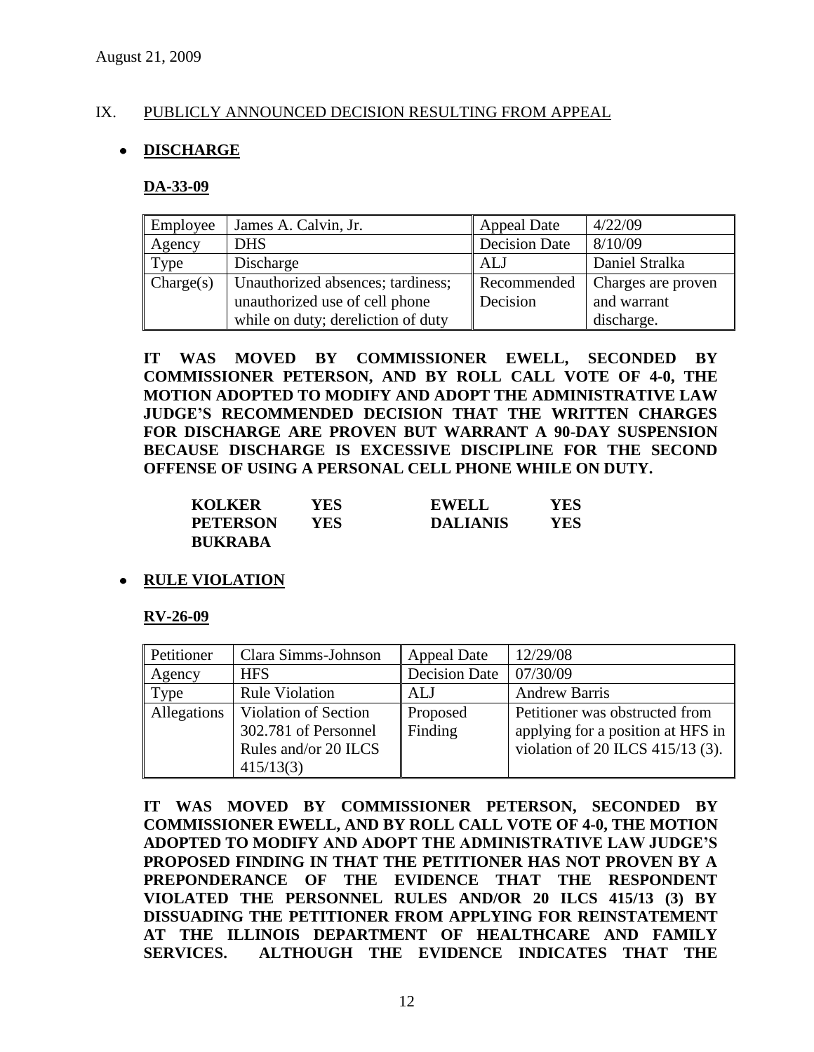August 21, 2009

## IX. PUBLICLY ANNOUNCED DECISION RESULTING FROM APPEAL

- **DISCHARGE**

**DA-33-09**

| Employee | James A. Calvin, Jr. | Appeal Date | 4/22/09 |
|---|---|---|---|
| Agency | DHS | Decision Date | 8/10/09 |
| Type | Discharge | ALJ | Daniel Stralka |
| Charge(s) | Unauthorized absences; tardiness; unauthorized use of cell phone while on duty; dereliction of duty | Recommended Decision | Charges are proven and warrant discharge. |

**IT WAS MOVED BY COMMISSIONER EWELL, SECONDED BY COMMISSIONER PETERSON, AND BY ROLL CALL VOTE OF 4-0, THE MOTION ADOPTED TO MODIFY AND ADOPT THE ADMINISTRATIVE LAW JUDGE'S RECOMMENDED DECISION THAT THE WRITTEN CHARGES FOR DISCHARGE ARE PROVEN BUT WARRANT A 90-DAY SUSPENSION BECAUSE DISCHARGE IS EXCESSIVE DISCIPLINE FOR THE SECOND OFFENSE OF USING A PERSONAL CELL PHONE WHILE ON DUTY.**

| | | | |
|---|---|---|---|
| **KOLKER** | **YES** | **EWELL** | **YES** |
| **PETERSON** | **YES** | **DALIANIS** | **YES** |
| **BUKRABA** | | | |

- **RULE VIOLATION**

**RV-26-09**

| Petitioner | Clara Simms-Johnson | Appeal Date | 12/29/08 |
|---|---|---|---|
| Agency | HFS | Decision Date | 07/30/09 |
| Type | Rule Violation | ALJ | Andrew Barris |
| Allegations | Violation of Section 302.781 of Personnel Rules and/or 20 ILCS 415/13(3) | Proposed Finding | Petitioner was obstructed from applying for a position at HFS in violation of 20 ILCS 415/13 (3). |

**IT WAS MOVED BY COMMISSIONER PETERSON, SECONDED BY COMMISSIONER EWELL, AND BY ROLL CALL VOTE OF 4-0, THE MOTION ADOPTED TO MODIFY AND ADOPT THE ADMINISTRATIVE LAW JUDGE'S PROPOSED FINDING IN THAT THE PETITIONER HAS NOT PROVEN BY A PREPONDERANCE OF THE EVIDENCE THAT THE RESPONDENT VIOLATED THE PERSONNEL RULES AND/OR 20 ILCS 415/13 (3) BY DISSUADING THE PETITIONER FROM APPLYING FOR REINSTATEMENT AT THE ILLINOIS DEPARTMENT OF HEALTHCARE AND FAMILY SERVICES. ALTHOUGH THE EVIDENCE INDICATES THAT THE**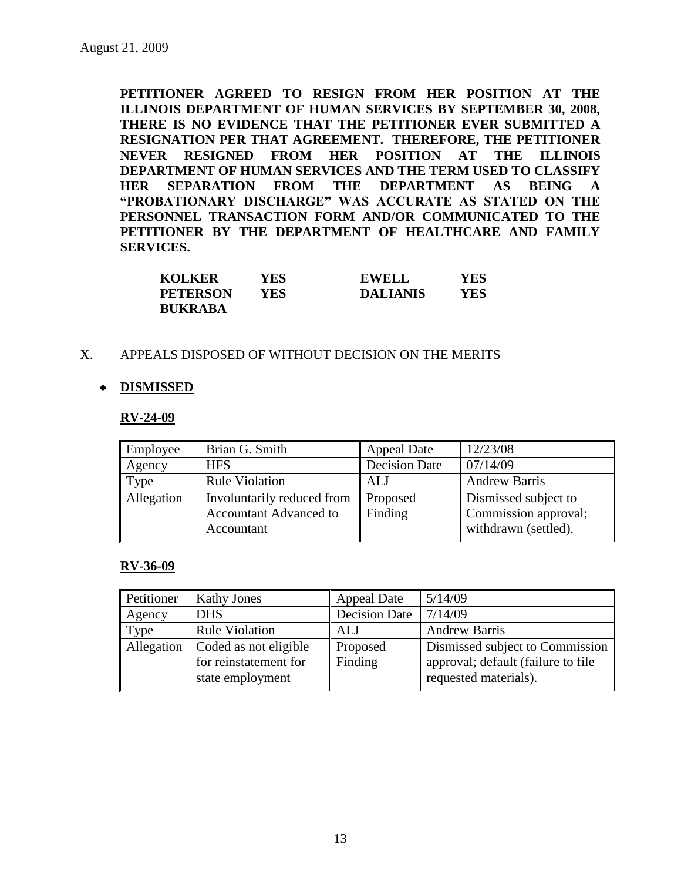August 21, 2009

**PETITIONER AGREED TO RESIGN FROM HER POSITION AT THE ILLINOIS DEPARTMENT OF HUMAN SERVICES BY SEPTEMBER 30, 2008, THERE IS NO EVIDENCE THAT THE PETITIONER EVER SUBMITTED A RESIGNATION PER THAT AGREEMENT. THEREFORE, THE PETITIONER NEVER RESIGNED FROM HER POSITION AT THE ILLINOIS DEPARTMENT OF HUMAN SERVICES AND THE TERM USED TO CLASSIFY HER SEPARATION FROM THE DEPARTMENT AS BEING A "PROBATIONARY DISCHARGE" WAS ACCURATE AS STATED ON THE PERSONNEL TRANSACTION FORM AND/OR COMMUNICATED TO THE PETITIONER BY THE DEPARTMENT OF HEALTHCARE AND FAMILY SERVICES.**

| | | | |
|---|---|---|---|
| **KOLKER** | **YES** | **EWELL** | **YES** |
| **PETERSON** | **YES** | **DALIANIS** | **YES** |
| **BUKRABA** | | | |

X. APPEALS DISPOSED OF WITHOUT DECISION ON THE MERITS

- **DISMISSED**

**RV-24-09**

| Employee | Brian G. Smith | Appeal Date | 12/23/08 |
|---|---|---|---|
| Agency | HFS | Decision Date | 07/14/09 |
| Type | Rule Violation | ALJ | Andrew Barris |
| Allegation | Involuntarily reduced from Accountant Advanced to Accountant | Proposed Finding | Dismissed subject to Commission approval; withdrawn (settled). |

**RV-36-09**

| Petitioner | Kathy Jones | Appeal Date | 5/14/09 |
|---|---|---|---|
| Agency | DHS | Decision Date | 7/14/09 |
| Type | Rule Violation | ALJ | Andrew Barris |
| Allegation | Coded as not eligible for reinstatement for state employment | Proposed Finding | Dismissed subject to Commission approval; default (failure to file requested materials). |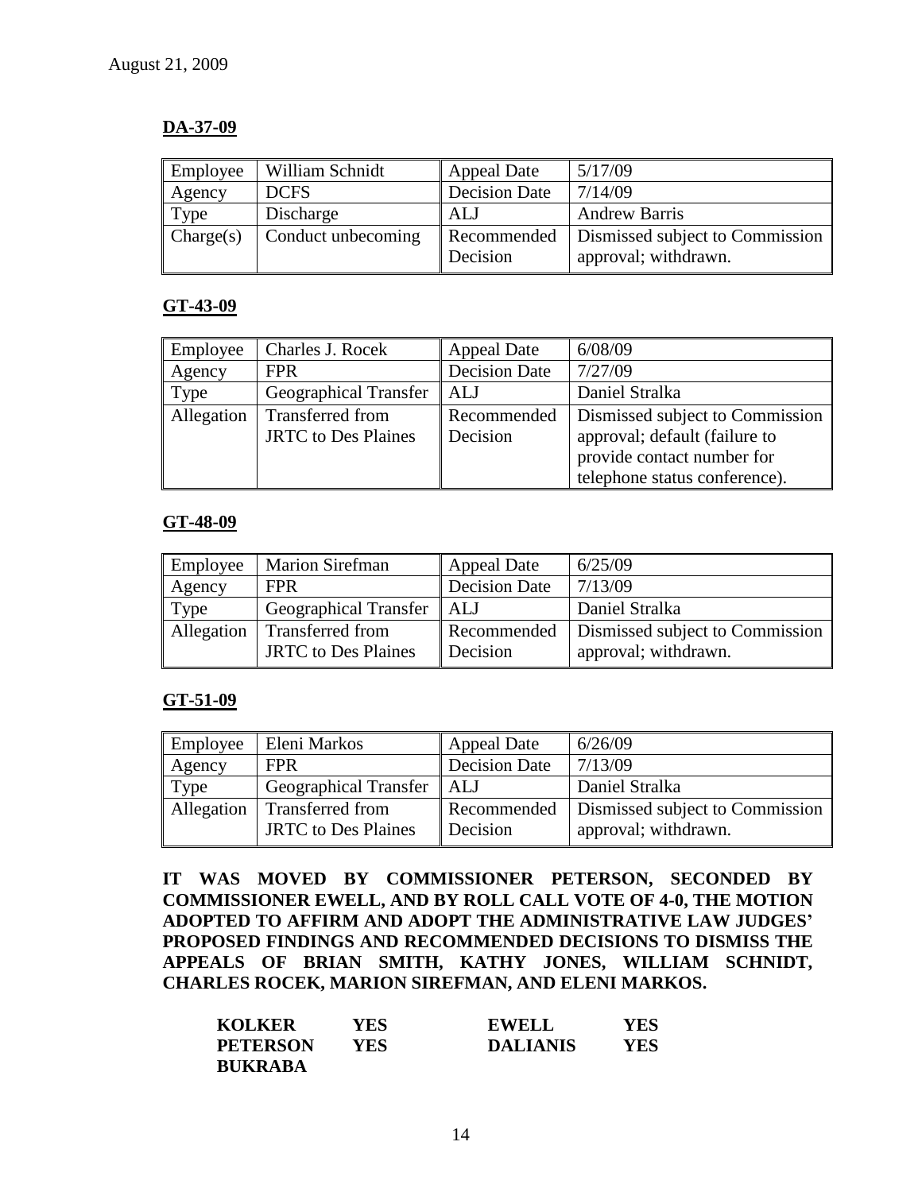August 21, 2009

**DA-37-09**

| Employee | William Schnidt | Appeal Date | 5/17/09 |
|---|---|---|---|
| Agency | DCFS | Decision Date | 7/14/09 |
| Type | Discharge | ALJ | Andrew Barris |
| Charge(s) | Conduct unbecoming | Recommended Decision | Dismissed subject to Commission approval; withdrawn. |

**GT-43-09**

| Employee | Charles J. Rocek | Appeal Date | 6/08/09 |
|---|---|---|---|
| Agency | FPR | Decision Date | 7/27/09 |
| Type | Geographical Transfer | ALJ | Daniel Stralka |
| Allegation | Transferred from JRTC to Des Plaines | Recommended Decision | Dismissed subject to Commission approval; default (failure to provide contact number for telephone status conference). |

**GT-48-09**

| Employee | Marion Sirefman | Appeal Date | 6/25/09 |
|---|---|---|---|
| Agency | FPR | Decision Date | 7/13/09 |
| Type | Geographical Transfer | ALJ | Daniel Stralka |
| Allegation | Transferred from JRTC to Des Plaines | Recommended Decision | Dismissed subject to Commission approval; withdrawn. |

**GT-51-09**

| Employee | Eleni Markos | Appeal Date | 6/26/09 |
|---|---|---|---|
| Agency | FPR | Decision Date | 7/13/09 |
| Type | Geographical Transfer | ALJ | Daniel Stralka |
| Allegation | Transferred from JRTC to Des Plaines | Recommended Decision | Dismissed subject to Commission approval; withdrawn. |

**IT WAS MOVED BY COMMISSIONER PETERSON, SECONDED BY COMMISSIONER EWELL, AND BY ROLL CALL VOTE OF 4-0, THE MOTION ADOPTED TO AFFIRM AND ADOPT THE ADMINISTRATIVE LAW JUDGES' PROPOSED FINDINGS AND RECOMMENDED DECISIONS TO DISMISS THE APPEALS OF BRIAN SMITH, KATHY JONES, WILLIAM SCHNIDT, CHARLES ROCEK, MARION SIREFMAN, AND ELENI MARKOS.**

| | | | |
|---|---|---|---|
| **KOLKER** | **YES** | **EWELL** | **YES** |
| **PETERSON** | **YES** | **DALIANIS** | **YES** |
| **BUKRABA** | | | |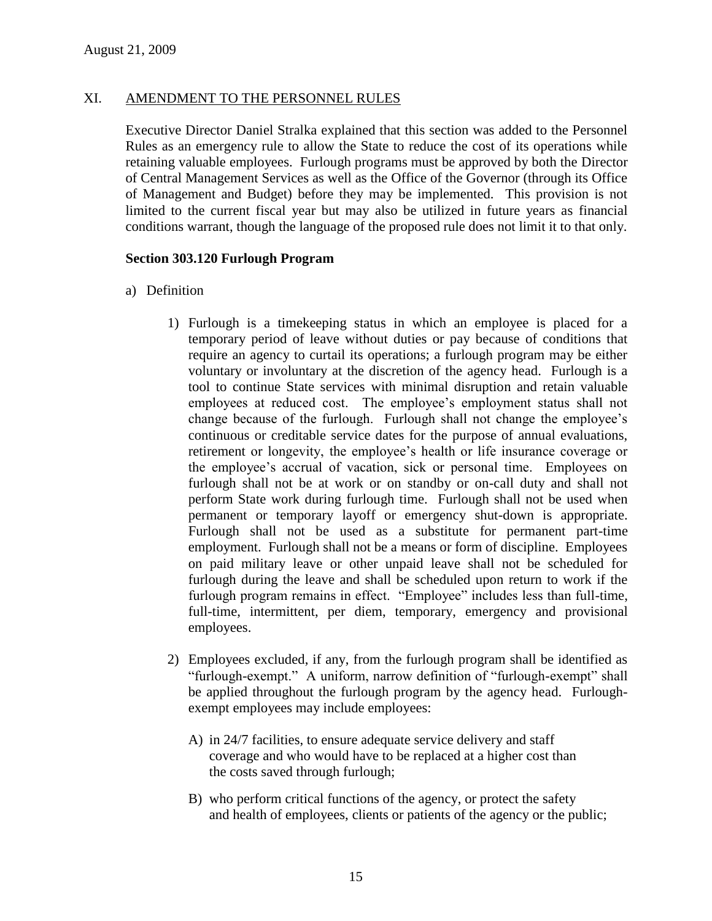## XI. AMENDMENT TO THE PERSONNEL RULES

Executive Director Daniel Stralka explained that this section was added to the Personnel Rules as an emergency rule to allow the State to reduce the cost of its operations while retaining valuable employees. Furlough programs must be approved by both the Director of Central Management Services as well as the Office of the Governor (through its Office of Management and Budget) before they may be implemented. This provision is not limited to the current fiscal year but may also be utilized in future years as financial conditions warrant, though the language of the proposed rule does not limit it to that only.

**Section 303.120 Furlough Program**

a) Definition

1) Furlough is a timekeeping status in which an employee is placed for a temporary period of leave without duties or pay because of conditions that require an agency to curtail its operations; a furlough program may be either voluntary or involuntary at the discretion of the agency head. Furlough is a tool to continue State services with minimal disruption and retain valuable employees at reduced cost. The employee's employment status shall not change because of the furlough. Furlough shall not change the employee's continuous or creditable service dates for the purpose of annual evaluations, retirement or longevity, the employee's health or life insurance coverage or the employee's accrual of vacation, sick or personal time. Employees on furlough shall not be at work or on standby or on-call duty and shall not perform State work during furlough time. Furlough shall not be used when permanent or temporary layoff or emergency shut-down is appropriate. Furlough shall not be used as a substitute for permanent part-time employment. Furlough shall not be a means or form of discipline. Employees on paid military leave or other unpaid leave shall not be scheduled for furlough during the leave and shall be scheduled upon return to work if the furlough program remains in effect. "Employee" includes less than full-time, full-time, intermittent, per diem, temporary, emergency and provisional employees.

2) Employees excluded, if any, from the furlough program shall be identified as "furlough-exempt." A uniform, narrow definition of "furlough-exempt" shall be applied throughout the furlough program by the agency head. Furlough-exempt employees may include employees:

A) in 24/7 facilities, to ensure adequate service delivery and staff coverage and who would have to be replaced at a higher cost than the costs saved through furlough;

B) who perform critical functions of the agency, or protect the safety and health of employees, clients or patients of the agency or the public;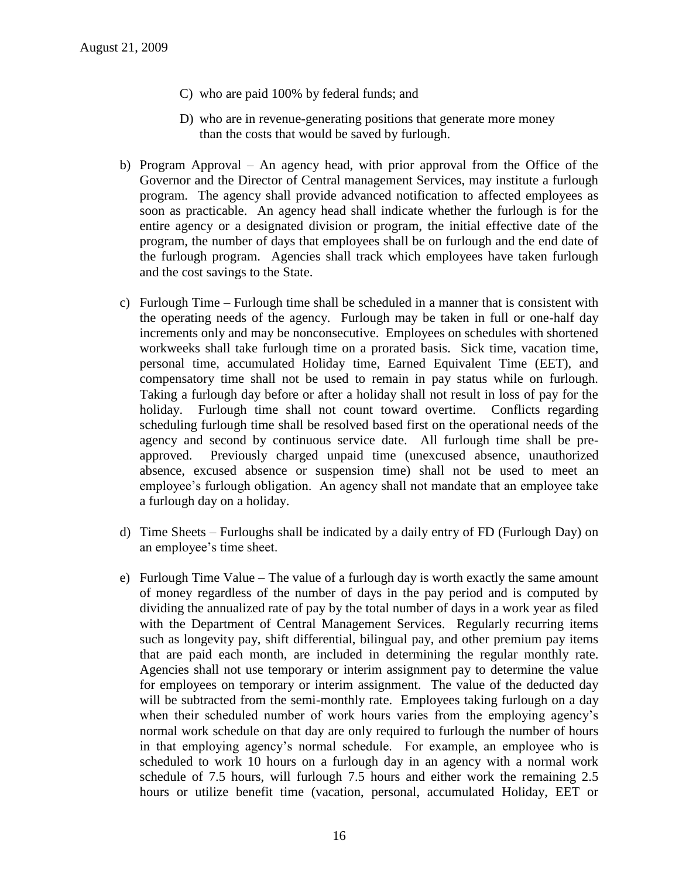C) who are paid 100% by federal funds; and

D) who are in revenue-generating positions that generate more money than the costs that would be saved by furlough.

b) Program Approval – An agency head, with prior approval from the Office of the Governor and the Director of Central management Services, may institute a furlough program. The agency shall provide advanced notification to affected employees as soon as practicable. An agency head shall indicate whether the furlough is for the entire agency or a designated division or program, the initial effective date of the program, the number of days that employees shall be on furlough and the end date of the furlough program. Agencies shall track which employees have taken furlough and the cost savings to the State.

c) Furlough Time – Furlough time shall be scheduled in a manner that is consistent with the operating needs of the agency. Furlough may be taken in full or one-half day increments only and may be nonconsecutive. Employees on schedules with shortened workweeks shall take furlough time on a prorated basis. Sick time, vacation time, personal time, accumulated Holiday time, Earned Equivalent Time (EET), and compensatory time shall not be used to remain in pay status while on furlough. Taking a furlough day before or after a holiday shall not result in loss of pay for the holiday. Furlough time shall not count toward overtime. Conflicts regarding scheduling furlough time shall be resolved based first on the operational needs of the agency and second by continuous service date. All furlough time shall be pre-approved. Previously charged unpaid time (unexcused absence, unauthorized absence, excused absence or suspension time) shall not be used to meet an employee's furlough obligation. An agency shall not mandate that an employee take a furlough day on a holiday.

d) Time Sheets – Furloughs shall be indicated by a daily entry of FD (Furlough Day) on an employee's time sheet.

e) Furlough Time Value – The value of a furlough day is worth exactly the same amount of money regardless of the number of days in the pay period and is computed by dividing the annualized rate of pay by the total number of days in a work year as filed with the Department of Central Management Services. Regularly recurring items such as longevity pay, shift differential, bilingual pay, and other premium pay items that are paid each month, are included in determining the regular monthly rate. Agencies shall not use temporary or interim assignment pay to determine the value for employees on temporary or interim assignment. The value of the deducted day will be subtracted from the semi-monthly rate. Employees taking furlough on a day when their scheduled number of work hours varies from the employing agency's normal work schedule on that day are only required to furlough the number of hours in that employing agency's normal schedule. For example, an employee who is scheduled to work 10 hours on a furlough day in an agency with a normal work schedule of 7.5 hours, will furlough 7.5 hours and either work the remaining 2.5 hours or utilize benefit time (vacation, personal, accumulated Holiday, EET or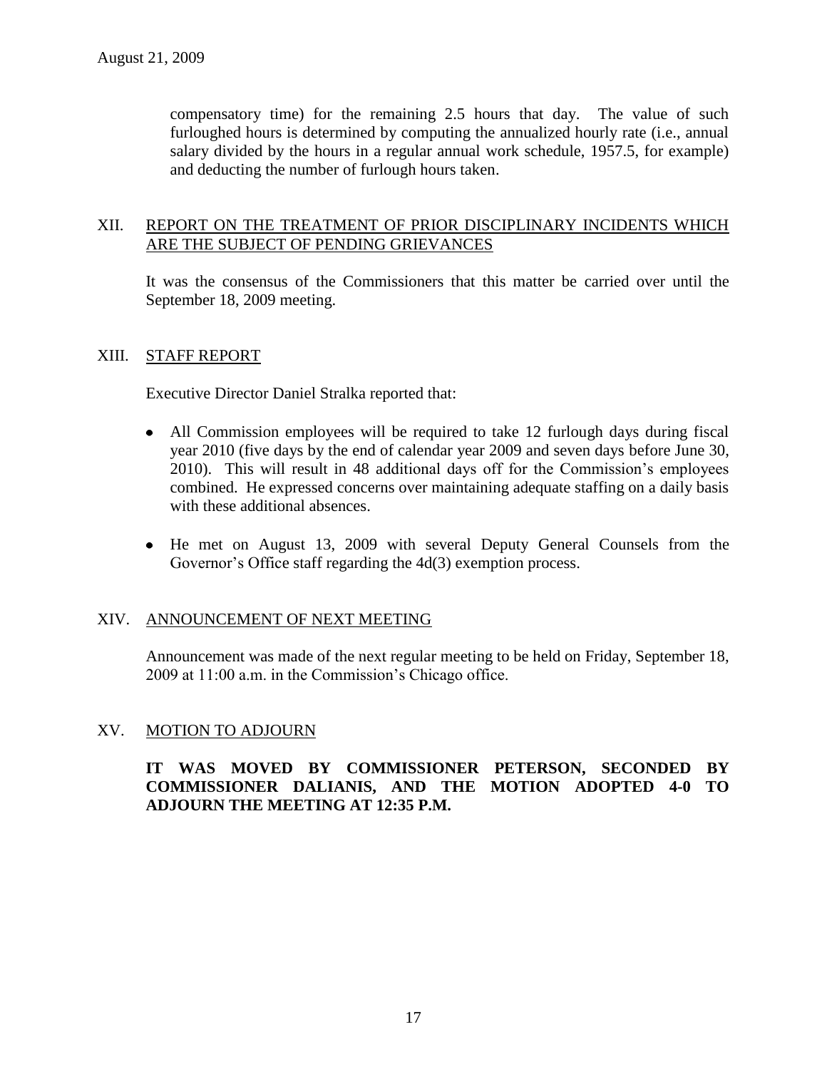compensatory time) for the remaining 2.5 hours that day. The value of such furloughed hours is determined by computing the annualized hourly rate (i.e., annual salary divided by the hours in a regular annual work schedule, 1957.5, for example) and deducting the number of furlough hours taken.

## XII. REPORT ON THE TREATMENT OF PRIOR DISCIPLINARY INCIDENTS WHICH ARE THE SUBJECT OF PENDING GRIEVANCES

It was the consensus of the Commissioners that this matter be carried over until the September 18, 2009 meeting.

## XIII. STAFF REPORT

Executive Director Daniel Stralka reported that:

- All Commission employees will be required to take 12 furlough days during fiscal year 2010 (five days by the end of calendar year 2009 and seven days before June 30, 2010). This will result in 48 additional days off for the Commission's employees combined. He expressed concerns over maintaining adequate staffing on a daily basis with these additional absences.
- He met on August 13, 2009 with several Deputy General Counsels from the Governor's Office staff regarding the 4d(3) exemption process.

## XIV. ANNOUNCEMENT OF NEXT MEETING

Announcement was made of the next regular meeting to be held on Friday, September 18, 2009 at 11:00 a.m. in the Commission's Chicago office.

## XV. MOTION TO ADJOURN

**IT WAS MOVED BY COMMISSIONER PETERSON, SECONDED BY COMMISSIONER DALIANIS, AND THE MOTION ADOPTED 4-0 TO ADJOURN THE MEETING AT 12:35 P.M.**